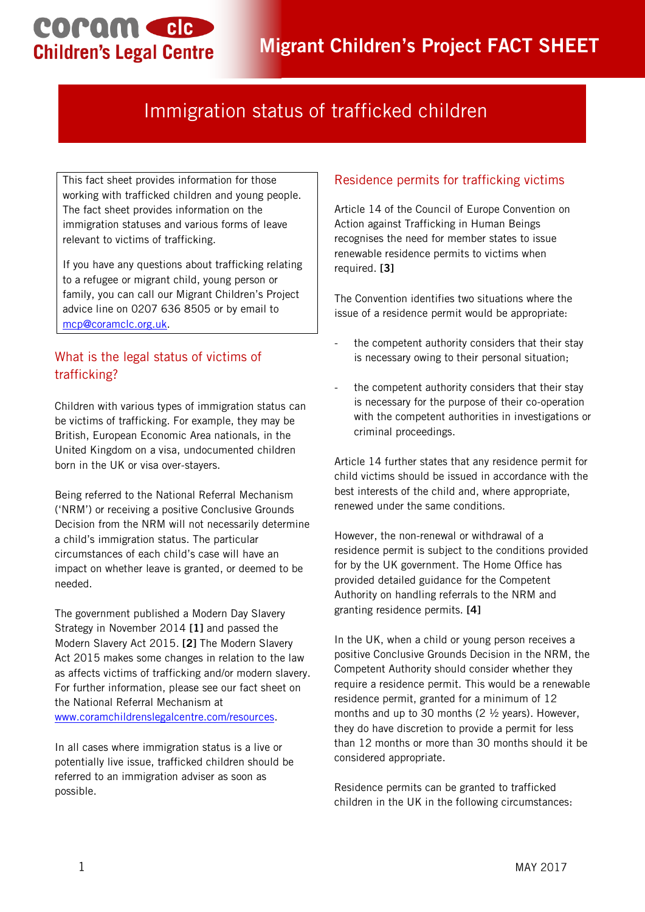# Migrant Children's Project FACT SHEET

# Immigration status of trafficked children

> This fact sheet provides information for those working with trafficked children and young people. The fact sheet provides information on the immigration statuses and various forms of leave relevant to victims of trafficking.
>
> If you have any questions about trafficking relating to a refugee or migrant child, young person or family, you can call our Migrant Children's Project advice line on 0207 636 8505 or by email to mcp@coramclc.org.uk.

## What is the legal status of victims of trafficking?

Children with various types of immigration status can be victims of trafficking. For example, they may be British, European Economic Area nationals, in the United Kingdom on a visa, undocumented children born in the UK or visa over-stayers.

Being referred to the National Referral Mechanism ('NRM') or receiving a positive Conclusive Grounds Decision from the NRM will not necessarily determine a child's immigration status. The particular circumstances of each child's case will have an impact on whether leave is granted, or deemed to be needed.

The government published a Modern Day Slavery Strategy in November 2014 **[1]** and passed the Modern Slavery Act 2015. **[2]** The Modern Slavery Act 2015 makes some changes in relation to the law as affects victims of trafficking and/or modern slavery. For further information, please see our fact sheet on the National Referral Mechanism at www.coramchildrenslegalcentre.com/resources.

In all cases where immigration status is a live or potentially live issue, trafficked children should be referred to an immigration adviser as soon as possible.

## Residence permits for trafficking victims

Article 14 of the Council of Europe Convention on Action against Trafficking in Human Beings recognises the need for member states to issue renewable residence permits to victims when required. **[3]**

The Convention identifies two situations where the issue of a residence permit would be appropriate:

- the competent authority considers that their stay is necessary owing to their personal situation;
- the competent authority considers that their stay is necessary for the purpose of their co-operation with the competent authorities in investigations or criminal proceedings.

Article 14 further states that any residence permit for child victims should be issued in accordance with the best interests of the child and, where appropriate, renewed under the same conditions.

However, the non-renewal or withdrawal of a residence permit is subject to the conditions provided for by the UK government. The Home Office has provided detailed guidance for the Competent Authority on handling referrals to the NRM and granting residence permits. **[4]**

In the UK, when a child or young person receives a positive Conclusive Grounds Decision in the NRM, the Competent Authority should consider whether they require a residence permit. This would be a renewable residence permit, granted for a minimum of 12 months and up to 30 months (2 ½ years). However, they do have discretion to provide a permit for less than 12 months or more than 30 months should it be considered appropriate.

Residence permits can be granted to trafficked children in the UK in the following circumstances: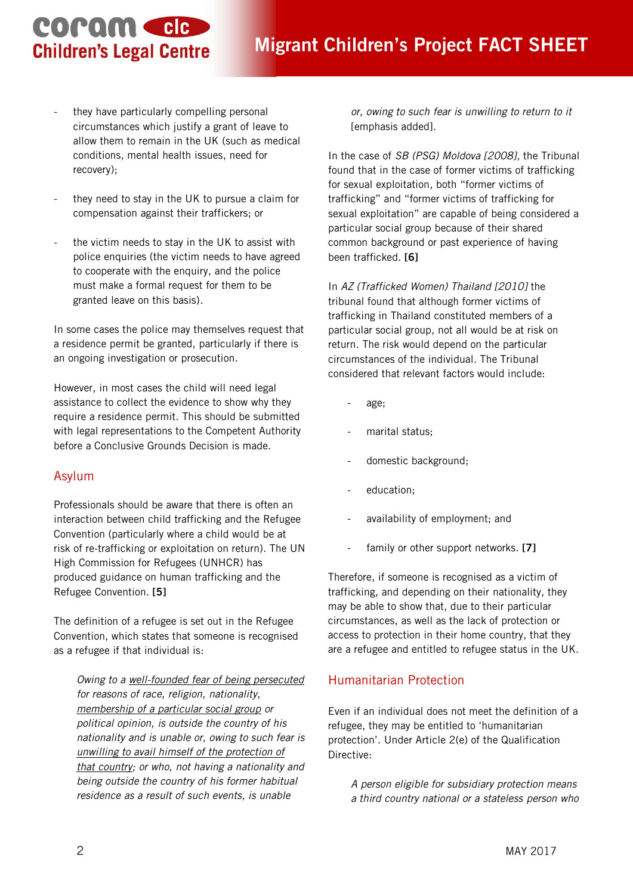- they have particularly compelling personal circumstances which justify a grant of leave to allow them to remain in the UK (such as medical conditions, mental health issues, need for recovery);

- they need to stay in the UK to pursue a claim for compensation against their traffickers; or

- the victim needs to stay in the UK to assist with police enquiries (the victim needs to have agreed to cooperate with the enquiry, and the police must make a formal request for them to be granted leave on this basis).

In some cases the police may themselves request that a residence permit be granted, particularly if there is an ongoing investigation or prosecution.

However, in most cases the child will need legal assistance to collect the evidence to show why they require a residence permit. This should be submitted with legal representations to the Competent Authority before a Conclusive Grounds Decision is made.

## Asylum

Professionals should be aware that there is often an interaction between child trafficking and the Refugee Convention (particularly where a child would be at risk of re-trafficking or exploitation on return). The UN High Commission for Refugees (UNHCR) has produced guidance on human trafficking and the Refugee Convention. **[5]**

The definition of a refugee is set out in the Refugee Convention, which states that someone is recognised as a refugee if that individual is:

> *Owing to a <u>well-founded fear of being persecuted</u> for reasons of race, religion, nationality, <u>membership of a particular social group</u> or political opinion, is outside the country of his nationality and is unable or, owing to such fear is <u>unwilling to avail himself of the protection of that country</u>; or who, not having a nationality and being outside the country of his former habitual residence as a result of such events, is unable or, owing to such fear is unwilling to return to it* [emphasis added].

In the case of *SB (PSG) Moldova [2008],* the Tribunal found that in the case of former victims of trafficking for sexual exploitation, both "former victims of trafficking" and "former victims of trafficking for sexual exploitation" are capable of being considered a particular social group because of their shared common background or past experience of having been trafficked. **[6]**

In *AZ (Trafficked Women) Thailand [2010]* the tribunal found that although former victims of trafficking in Thailand constituted members of a particular social group, not all would be at risk on return. The risk would depend on the particular circumstances of the individual. The Tribunal considered that relevant factors would include:

- age;

- marital status;

- domestic background;

- education;

- availability of employment; and

- family or other support networks. **[7]**

Therefore, if someone is recognised as a victim of trafficking, and depending on their nationality, they may be able to show that, due to their particular circumstances, as well as the lack of protection or access to protection in their home country, that they are a refugee and entitled to refugee status in the UK.

## Humanitarian Protection

Even if an individual does not meet the definition of a refugee, they may be entitled to 'humanitarian protection'. Under Article 2(e) of the Qualification Directive:

> *A person eligible for subsidiary protection means a third country national or a stateless person who*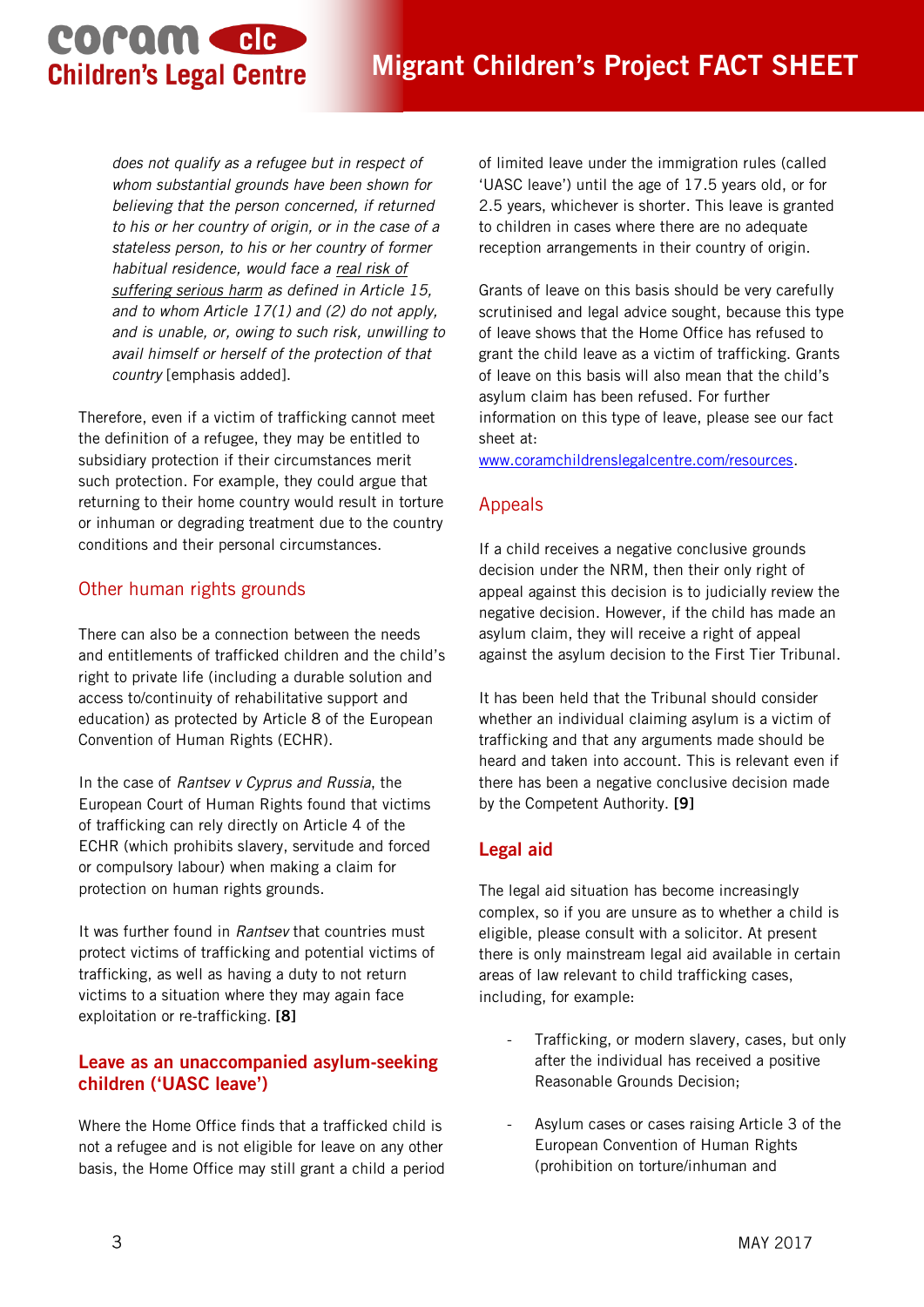*does not qualify as a refugee but in respect of whom substantial grounds have been shown for believing that the person concerned, if returned to his or her country of origin, or in the case of a stateless person, to his or her country of former habitual residence, would face a real risk of suffering serious harm as defined in Article 15, and to whom Article 17(1) and (2) do not apply, and is unable, or, owing to such risk, unwilling to avail himself or herself of the protection of that country* [emphasis added].

Therefore, even if a victim of trafficking cannot meet the definition of a refugee, they may be entitled to subsidiary protection if their circumstances merit such protection. For example, they could argue that returning to their home country would result in torture or inhuman or degrading treatment due to the country conditions and their personal circumstances.

## Other human rights grounds

There can also be a connection between the needs and entitlements of trafficked children and the child's right to private life (including a durable solution and access to/continuity of rehabilitative support and education) as protected by Article 8 of the European Convention of Human Rights (ECHR).

In the case of *Rantsev v Cyprus and Russia*, the European Court of Human Rights found that victims of trafficking can rely directly on Article 4 of the ECHR (which prohibits slavery, servitude and forced or compulsory labour) when making a claim for protection on human rights grounds.

It was further found in *Rantsev* that countries must protect victims of trafficking and potential victims of trafficking, as well as having a duty to not return victims to a situation where they may again face exploitation or re-trafficking. **[8]**

## Leave as an unaccompanied asylum-seeking children ('UASC leave')

Where the Home Office finds that a trafficked child is not a refugee and is not eligible for leave on any other basis, the Home Office may still grant a child a period of limited leave under the immigration rules (called 'UASC leave') until the age of 17.5 years old, or for 2.5 years, whichever is shorter. This leave is granted to children in cases where there are no adequate reception arrangements in their country of origin.

Grants of leave on this basis should be very carefully scrutinised and legal advice sought, because this type of leave shows that the Home Office has refused to grant the child leave as a victim of trafficking. Grants of leave on this basis will also mean that the child's asylum claim has been refused. For further information on this type of leave, please see our fact sheet at: www.coramchildrenslegalcentre.com/resources.

## Appeals

If a child receives a negative conclusive grounds decision under the NRM, then their only right of appeal against this decision is to judicially review the negative decision. However, if the child has made an asylum claim, they will receive a right of appeal against the asylum decision to the First Tier Tribunal.

It has been held that the Tribunal should consider whether an individual claiming asylum is a victim of trafficking and that any arguments made should be heard and taken into account. This is relevant even if there has been a negative conclusive decision made by the Competent Authority. **[9]**

## Legal aid

The legal aid situation has become increasingly complex, so if you are unsure as to whether a child is eligible, please consult with a solicitor. At present there is only mainstream legal aid available in certain areas of law relevant to child trafficking cases, including, for example:

- Trafficking, or modern slavery, cases, but only after the individual has received a positive Reasonable Grounds Decision;
- Asylum cases or cases raising Article 3 of the European Convention of Human Rights (prohibition on torture/inhuman and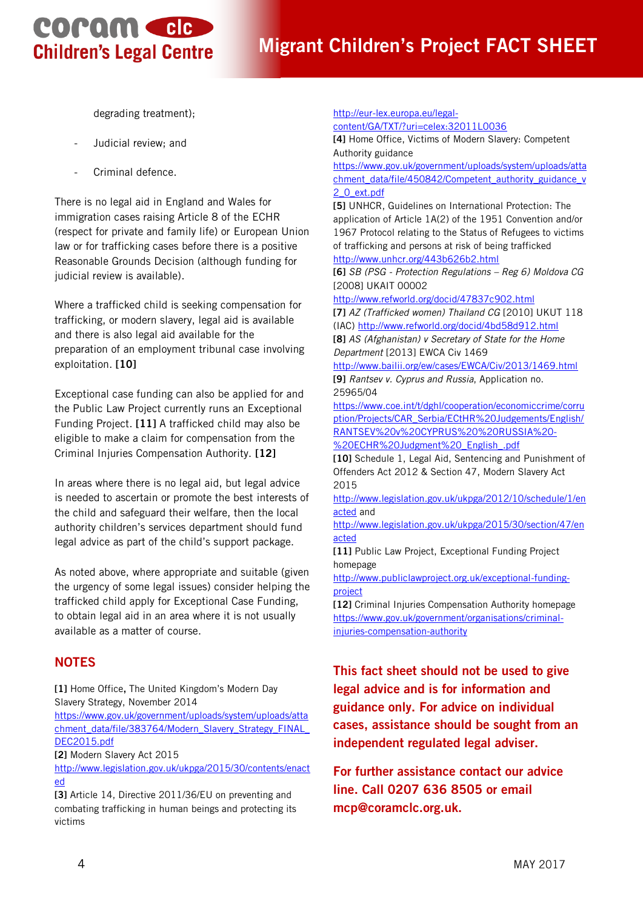degrading treatment);

- Judicial review; and
- Criminal defence.

There is no legal aid in England and Wales for immigration cases raising Article 8 of the ECHR (respect for private and family life) or European Union law or for trafficking cases before there is a positive Reasonable Grounds Decision (although funding for judicial review is available).

Where a trafficked child is seeking compensation for trafficking, or modern slavery, legal aid is available and there is also legal aid available for the preparation of an employment tribunal case involving exploitation. **[10]**

Exceptional case funding can also be applied for and the Public Law Project currently runs an Exceptional Funding Project. **[11]** A trafficked child may also be eligible to make a claim for compensation from the Criminal Injuries Compensation Authority. **[12]**

In areas where there is no legal aid, but legal advice is needed to ascertain or promote the best interests of the child and safeguard their welfare, then the local authority children's services department should fund legal advice as part of the child's support package.

As noted above, where appropriate and suitable (given the urgency of some legal issues) consider helping the trafficked child apply for Exceptional Case Funding, to obtain legal aid in an area where it is not usually available as a matter of course.

## NOTES

**[1]** Home Office**,** The United Kingdom's Modern Day Slavery Strategy, November 2014 https://www.gov.uk/government/uploads/system/uploads/attachment_data/file/383764/Modern_Slavery_Strategy_FINAL_DEC2015.pdf

**[2]** Modern Slavery Act 2015 http://www.legislation.gov.uk/ukpga/2015/30/contents/enacted

**[3]** Article 14, Directive 2011/36/EU on preventing and combating trafficking in human beings and protecting its victims http://eur-lex.europa.eu/legal-content/GA/TXT/?uri=celex:32011L0036

**[4]** Home Office, Victims of Modern Slavery: Competent Authority guidance https://www.gov.uk/government/uploads/system/uploads/attachment_data/file/450842/Competent_authority_guidance_v2_0_ext.pdf

**[5]** UNHCR, Guidelines on International Protection: The application of Article 1A(2) of the 1951 Convention and/or 1967 Protocol relating to the Status of Refugees to victims of trafficking and persons at risk of being trafficked http://www.unhcr.org/443b626b2.html

**[6]** *SB (PSG - Protection Regulations – Reg 6) Moldova CG* [2008] UKAIT 00002 http://www.refworld.org/docid/47837c902.html

**[7]** *AZ (Trafficked women) Thailand CG* [2010] UKUT 118 (IAC) http://www.refworld.org/docid/4bd58d912.html

**[8]** *AS (Afghanistan) v Secretary of State for the Home Department* [2013] EWCA Civ 1469 http://www.bailii.org/ew/cases/EWCA/Civ/2013/1469.html

**[9]** *Rantsev v. Cyprus and Russia*, Application no. 25965/04 https://www.coe.int/t/dghl/cooperation/economiccrime/corruption/Projects/CAR_Serbia/ECtHR%20Judgements/English/RANTSEV%20v%20CYPRUS%20%20RUSSIA%20-%20ECHR%20Judgment%20_English_.pdf

**[10]** Schedule 1, Legal Aid, Sentencing and Punishment of Offenders Act 2012 & Section 47, Modern Slavery Act 2015 http://www.legislation.gov.uk/ukpga/2012/10/schedule/1/enacted and http://www.legislation.gov.uk/ukpga/2015/30/section/47/enacted

**[11]** Public Law Project, Exceptional Funding Project homepage http://www.publiclawproject.org.uk/exceptional-funding-project

**[12]** Criminal Injuries Compensation Authority homepage https://www.gov.uk/government/organisations/criminal-injuries-compensation-authority

**This fact sheet should not be used to give legal advice and is for information and guidance only. For advice on individual cases, assistance should be sought from an independent regulated legal adviser.**

**For further assistance contact our advice line. Call 0207 636 8505 or email mcp@coramclc.org.uk.**